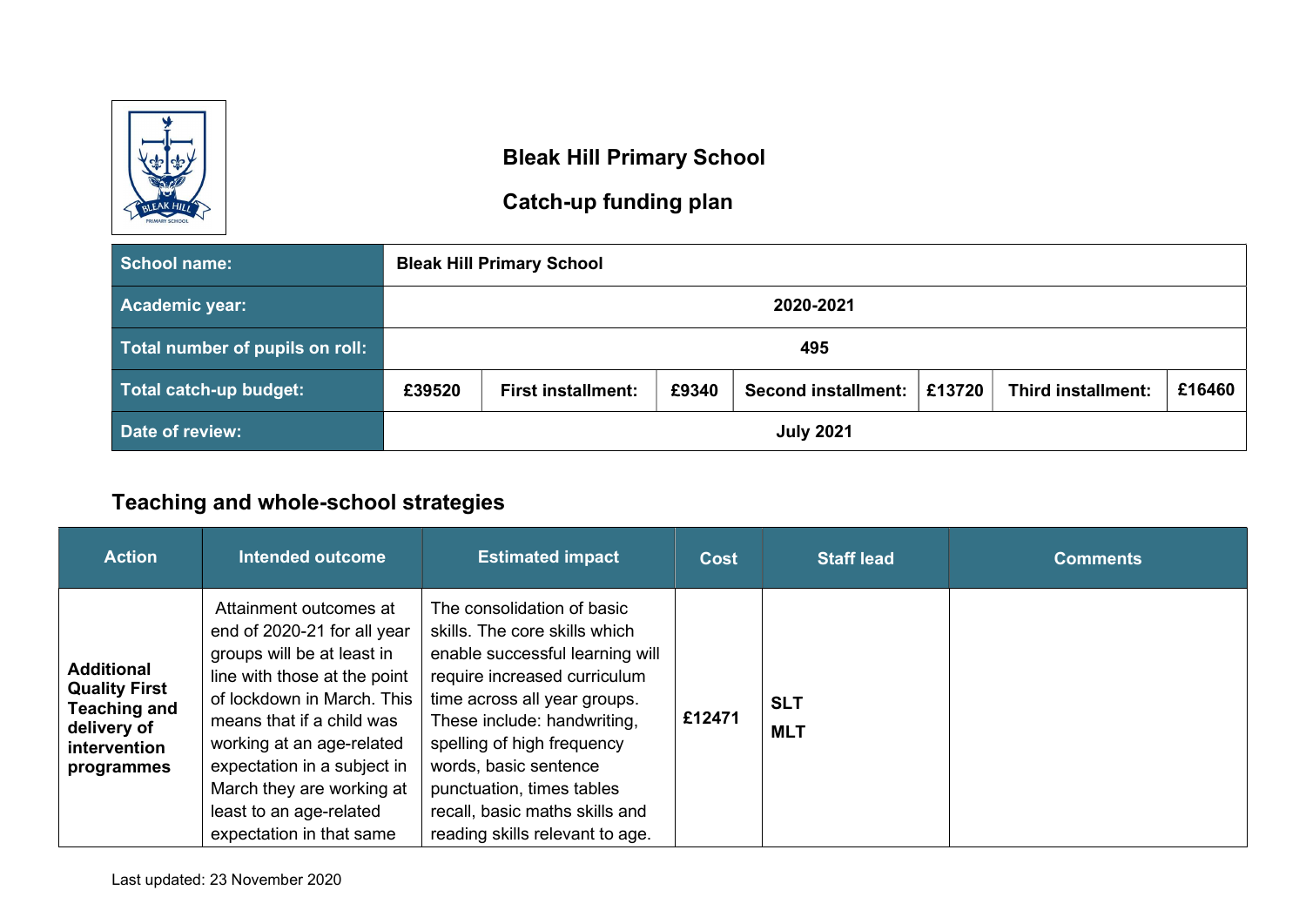## Bleak Hill Primary School

## Catch-up funding plan

| School name: | Bleak Hill Primary School | | | | | |
|---|---|---|---|---|---|---|
| Academic year: | 2020-2021 | | | | | |
| Total number of pupils on roll: | 495 | | | | | |
| Total catch-up budget: | £39520 | First installment: | £9340 | Second installment: | £13720 | Third installment: £16460 |
| Date of review: | July 2021 | | | | | |

## Teaching and whole-school strategies

| Action | Intended outcome | Estimated impact | Cost | Staff lead | Comments |
|---|---|---|---|---|---|
| **Additional Quality First Teaching and delivery of intervention programmes** | Attainment outcomes at end of 2020-21 for all year groups will be at least in line with those at the point of lockdown in March. This means that if a child was working at an age-related expectation in a subject in March they are working at least to an age-related expectation in that same | The consolidation of basic skills. The core skills which enable successful learning will require increased curriculum time across all year groups. These include: handwriting, spelling of high frequency words, basic sentence punctuation, times tables recall, basic maths skills and reading skills relevant to age. | **£12471** | **SLT**<br>**MLT** | |

Last updated: 23 November 2020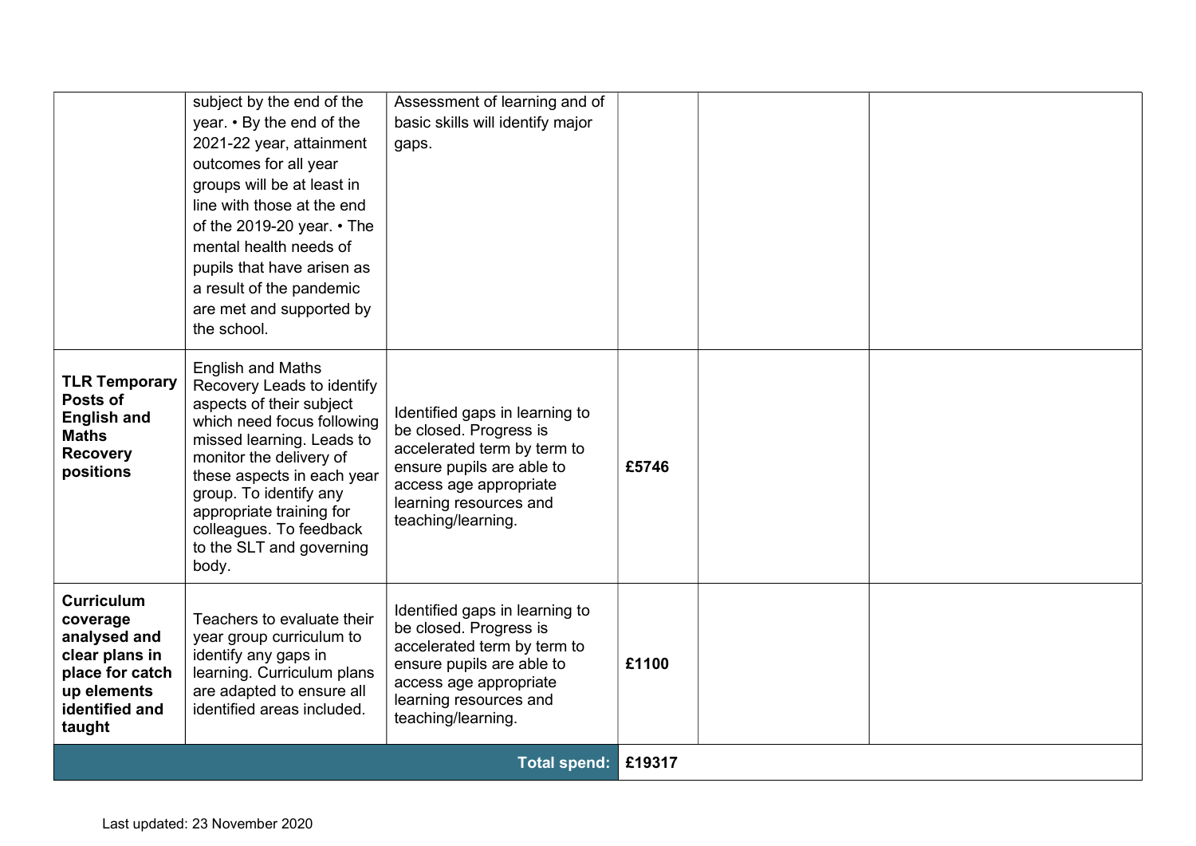| | | | | | |
|---|---|---|---|---|---|
| | subject by the end of the year. • By the end of the 2021-22 year, attainment outcomes for all year groups will be at least in line with those at the end of the 2019-20 year. • The mental health needs of pupils that have arisen as a result of the pandemic are met and supported by the school. | Assessment of learning and of basic skills will identify major gaps. | | | |
| **TLR Temporary Posts of English and Maths Recovery positions** | English and Maths Recovery Leads to identify aspects of their subject which need focus following missed learning. Leads to monitor the delivery of these aspects in each year group. To identify any appropriate training for colleagues. To feedback to the SLT and governing body. | Identified gaps in learning to be closed. Progress is accelerated term by term to ensure pupils are able to access age appropriate learning resources and teaching/learning. | **£5746** | | |
| **Curriculum coverage analysed and clear plans in place for catch up elements identified and taught** | Teachers to evaluate their year group curriculum to identify any gaps in learning. Curriculum plans are adapted to ensure all identified areas included. | Identified gaps in learning to be closed. Progress is accelerated term by term to ensure pupils are able to access age appropriate learning resources and teaching/learning. | **£1100** | | |
| | | **Total spend:** | **£19317** | | |

Last updated: 23 November 2020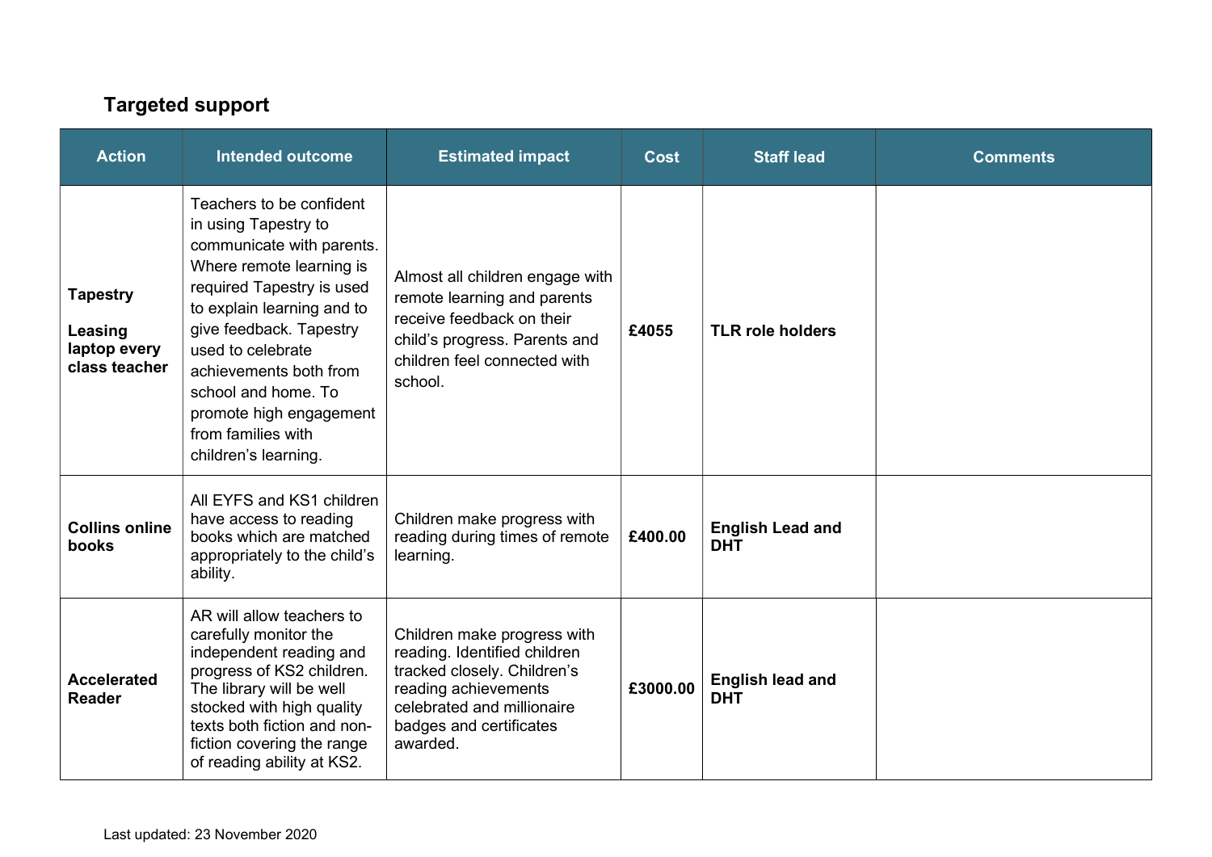## Targeted support

| Action | Intended outcome | Estimated impact | Cost | Staff lead | Comments |
|---|---|---|---|---|---|
| **Tapestry**<br><br>**Leasing laptop every class teacher** | Teachers to be confident in using Tapestry to communicate with parents. Where remote learning is required Tapestry is used to explain learning and to give feedback. Tapestry used to celebrate achievements both from school and home. To promote high engagement from families with children's learning. | Almost all children engage with remote learning and parents receive feedback on their child's progress. Parents and children feel connected with school. | **£4055** | **TLR role holders** | |
| **Collins online books** | All EYFS and KS1 children have access to reading books which are matched appropriately to the child's ability. | Children make progress with reading during times of remote learning. | **£400.00** | **English Lead and DHT** | |
| **Accelerated Reader** | AR will allow teachers to carefully monitor the independent reading and progress of KS2 children. The library will be well stocked with high quality texts both fiction and non-fiction covering the range of reading ability at KS2. | Children make progress with reading. Identified children tracked closely. Children's reading achievements celebrated and millionaire badges and certificates awarded. | **£3000.00** | **English lead and DHT** | |

Last updated: 23 November 2020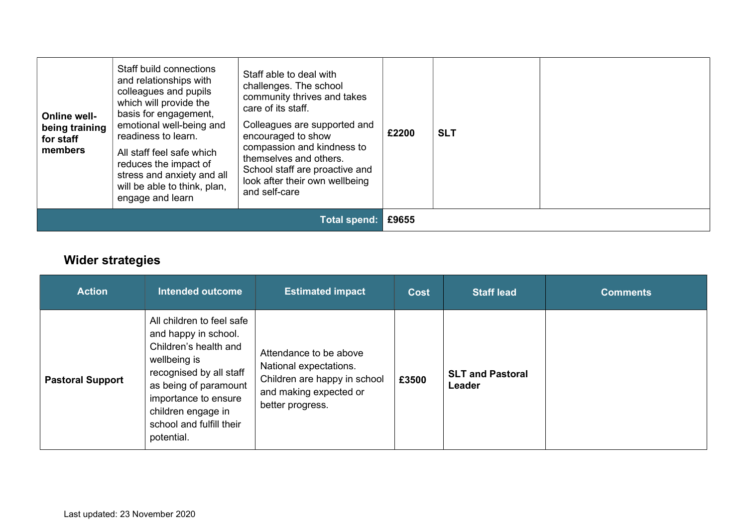| | | | | | |
|---|---|---|---|---|---|
| **Online well-being training for staff members** | Staff build connections and relationships with colleagues and pupils which will provide the basis for engagement, emotional well-being and readiness to learn.<br><br>All staff feel safe which reduces the impact of stress and anxiety and all will be able to think, plan, engage and learn | Staff able to deal with challenges. The school community thrives and takes care of its staff.<br><br>Colleagues are supported and encouraged to show compassion and kindness to themselves and others. School staff are proactive and look after their own wellbeing and self-care | **£2200** | **SLT** | |
| | | **Total spend:** | **£9655** | | |

## Wider strategies

| Action | Intended outcome | Estimated impact | Cost | Staff lead | Comments |
|---|---|---|---|---|---|
| **Pastoral Support** | All children to feel safe and happy in school. Children's health and wellbeing is recognised by all staff as being of paramount importance to ensure children engage in school and fulfill their potential. | Attendance to be above National expectations. Children are happy in school and making expected or better progress. | **£3500** | **SLT and Pastoral Leader** | |

Last updated: 23 November 2020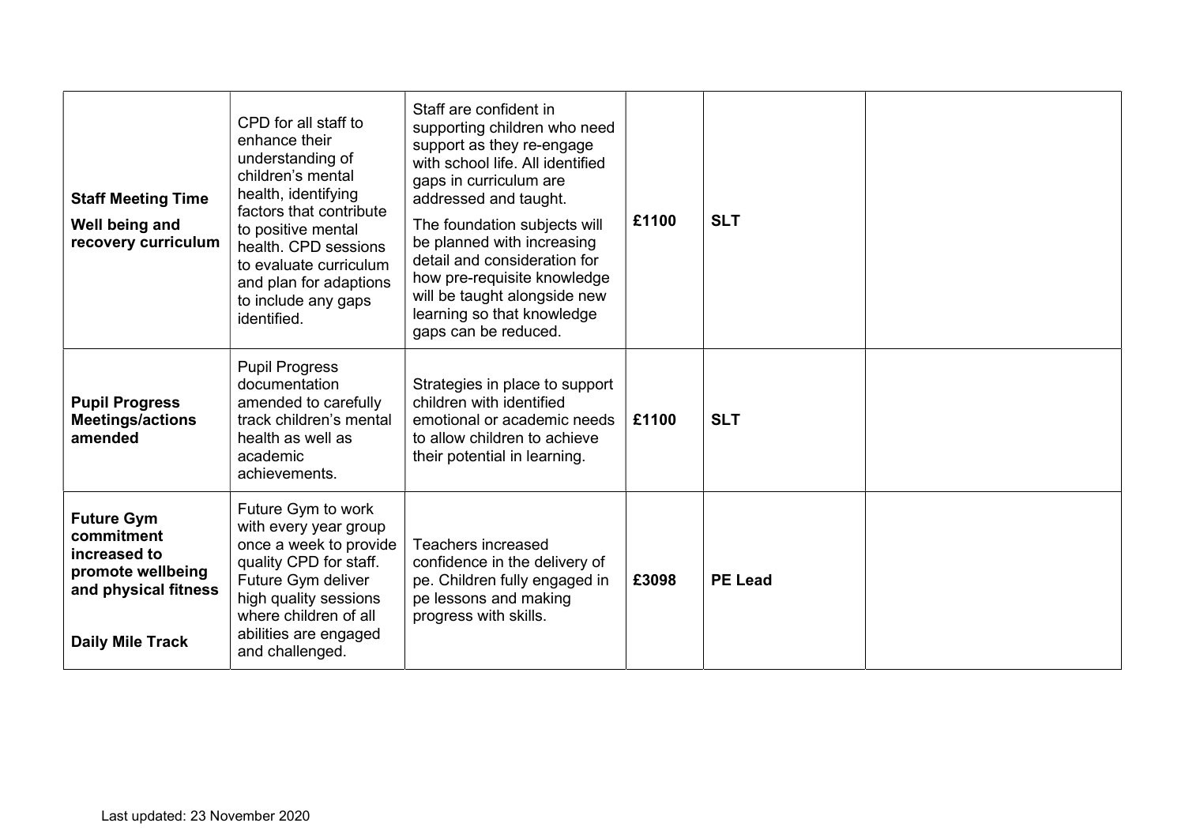| | | | | | |
|---|---|---|---|---|---|
| **Staff Meeting Time** **Well being and recovery curriculum** | CPD for all staff to enhance their understanding of children's mental health, identifying factors that contribute to positive mental health. CPD sessions to evaluate curriculum and plan for adaptions to include any gaps identified. | Staff are confident in supporting children who need support as they re-engage with school life. All identified gaps in curriculum are addressed and taught. The foundation subjects will be planned with increasing detail and consideration for how pre-requisite knowledge will be taught alongside new learning so that knowledge gaps can be reduced. | **£1100** | **SLT** | |
| **Pupil Progress Meetings/actions amended** | Pupil Progress documentation amended to carefully track children's mental health as well as academic achievements. | Strategies in place to support children with identified emotional or academic needs to allow children to achieve their potential in learning. | **£1100** | **SLT** | |
| **Future Gym commitment increased to promote wellbeing and physical fitness** **Daily Mile Track** | Future Gym to work with every year group once a week to provide quality CPD for staff. Future Gym deliver high quality sessions where children of all abilities are engaged and challenged. | Teachers increased confidence in the delivery of pe. Children fully engaged in pe lessons and making progress with skills. | **£3098** | **PE Lead** | |

Last updated: 23 November 2020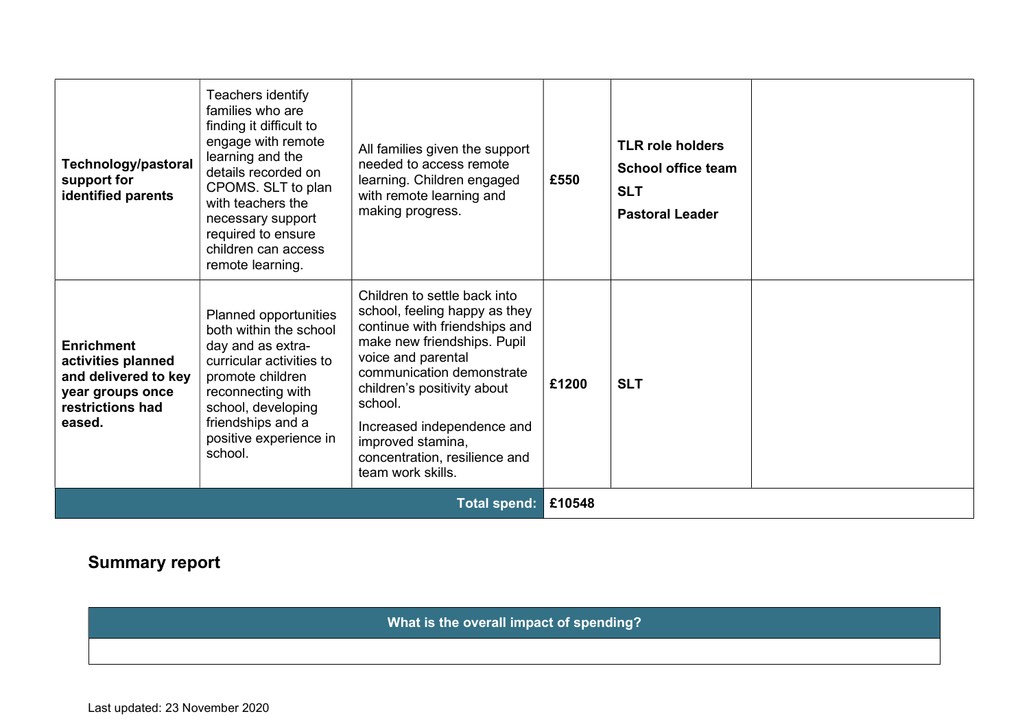| | | | | | |
|---|---|---|---|---|---|
| **Technology/pastoral support for identified parents** | Teachers identify families who are finding it difficult to engage with remote learning and the details recorded on CPOMS. SLT to plan with teachers the necessary support required to ensure children can access remote learning. | All families given the support needed to access remote learning. Children engaged with remote learning and making progress. | **£550** | **TLR role holders**<br>**School office team**<br>**SLT**<br>**Pastoral Leader** | |
| **Enrichment activities planned and delivered to key year groups once restrictions had eased.** | Planned opportunities both within the school day and as extra-curricular activities to promote children reconnecting with school, developing friendships and a positive experience in school. | Children to settle back into school, feeling happy as they continue with friendships and make new friendships. Pupil voice and parental communication demonstrate children's positivity about school.<br>Increased independence and improved stamina, concentration, resilience and team work skills. | **£1200** | **SLT** | |
| | | **Total spend:** | **£10548** | | |

## Summary report

| What is the overall impact of spending? |
|---|
| |

Last updated: 23 November 2020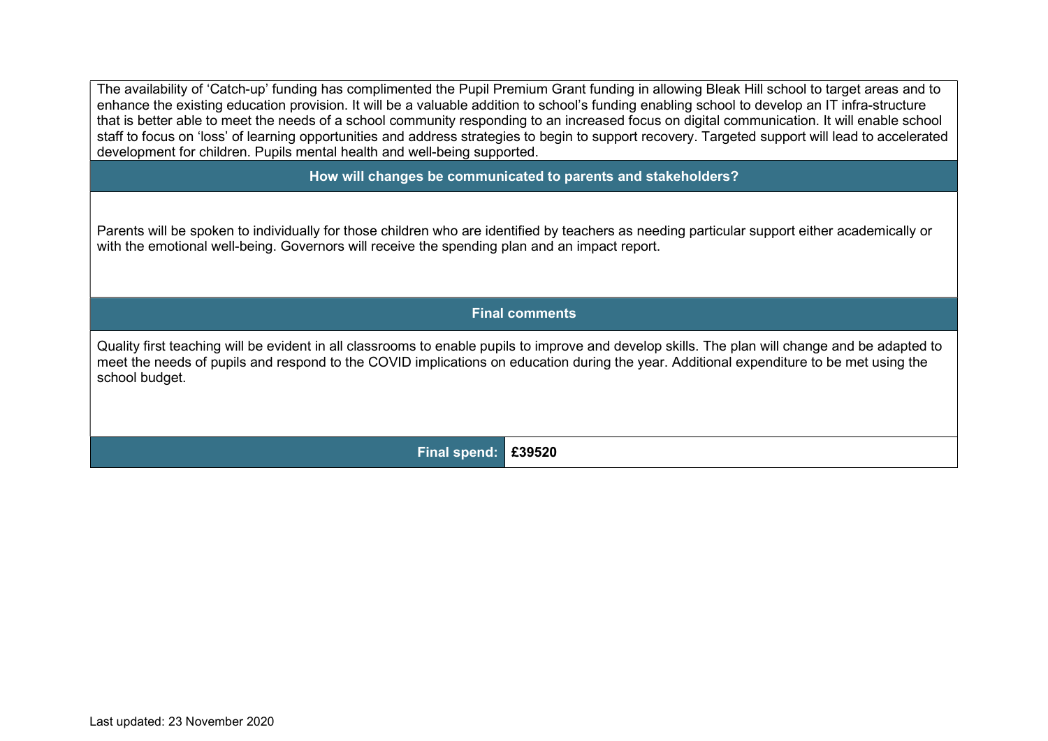The availability of 'Catch-up' funding has complimented the Pupil Premium Grant funding in allowing Bleak Hill school to target areas and to enhance the existing education provision. It will be a valuable addition to school's funding enabling school to develop an IT infra-structure that is better able to meet the needs of a school community responding to an increased focus on digital communication. It will enable school staff to focus on 'loss' of learning opportunities and address strategies to begin to support recovery. Targeted support will lead to accelerated development for children. Pupils mental health and well-being supported.

**How will changes be communicated to parents and stakeholders?**

Parents will be spoken to individually for those children who are identified by teachers as needing particular support either academically or with the emotional well-being. Governors will receive the spending plan and an impact report.

**Final comments**

Quality first teaching will be evident in all classrooms to enable pupils to improve and develop skills. The plan will change and be adapted to meet the needs of pupils and respond to the COVID implications on education during the year. Additional expenditure to be met using the school budget.

| | |
|---|---|
| **Final spend:** | **£39520** |

Last updated: 23 November 2020